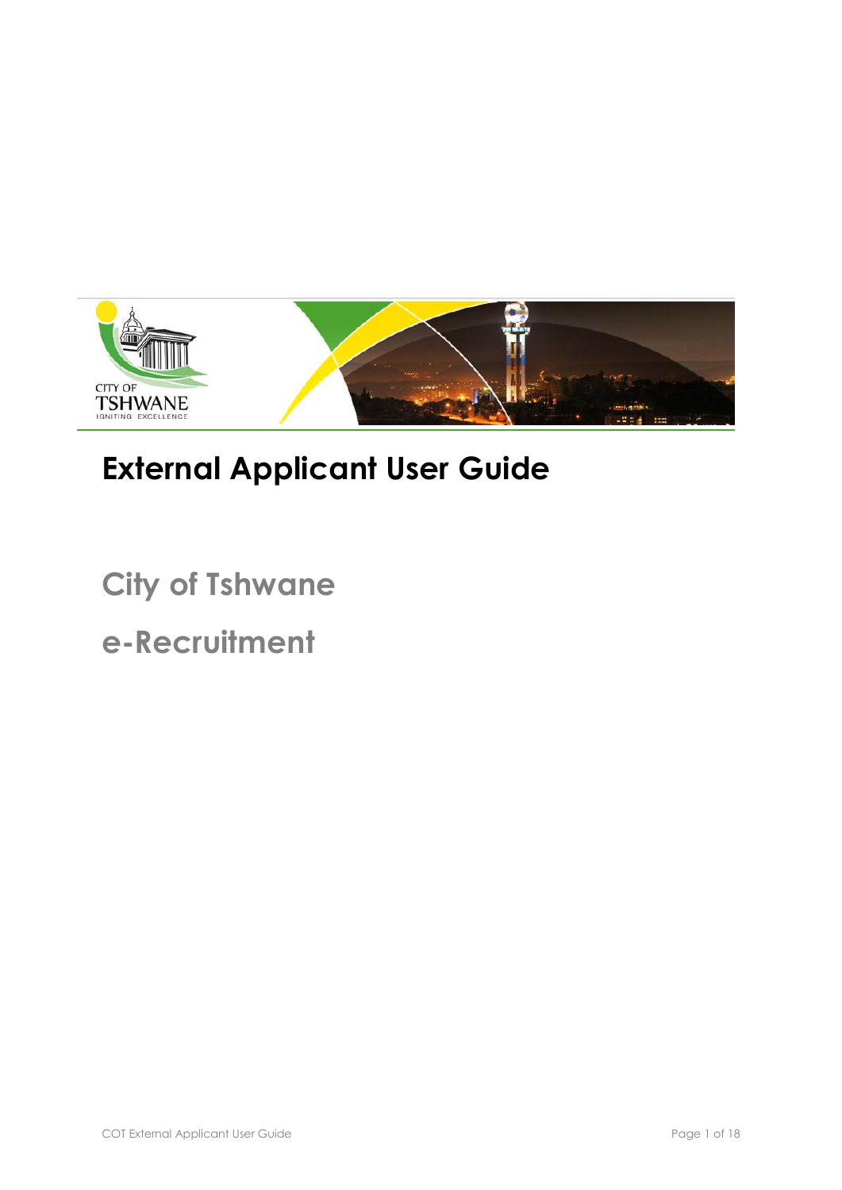# External Applicant User Guide

## City of Tshwane

## e-Recruitment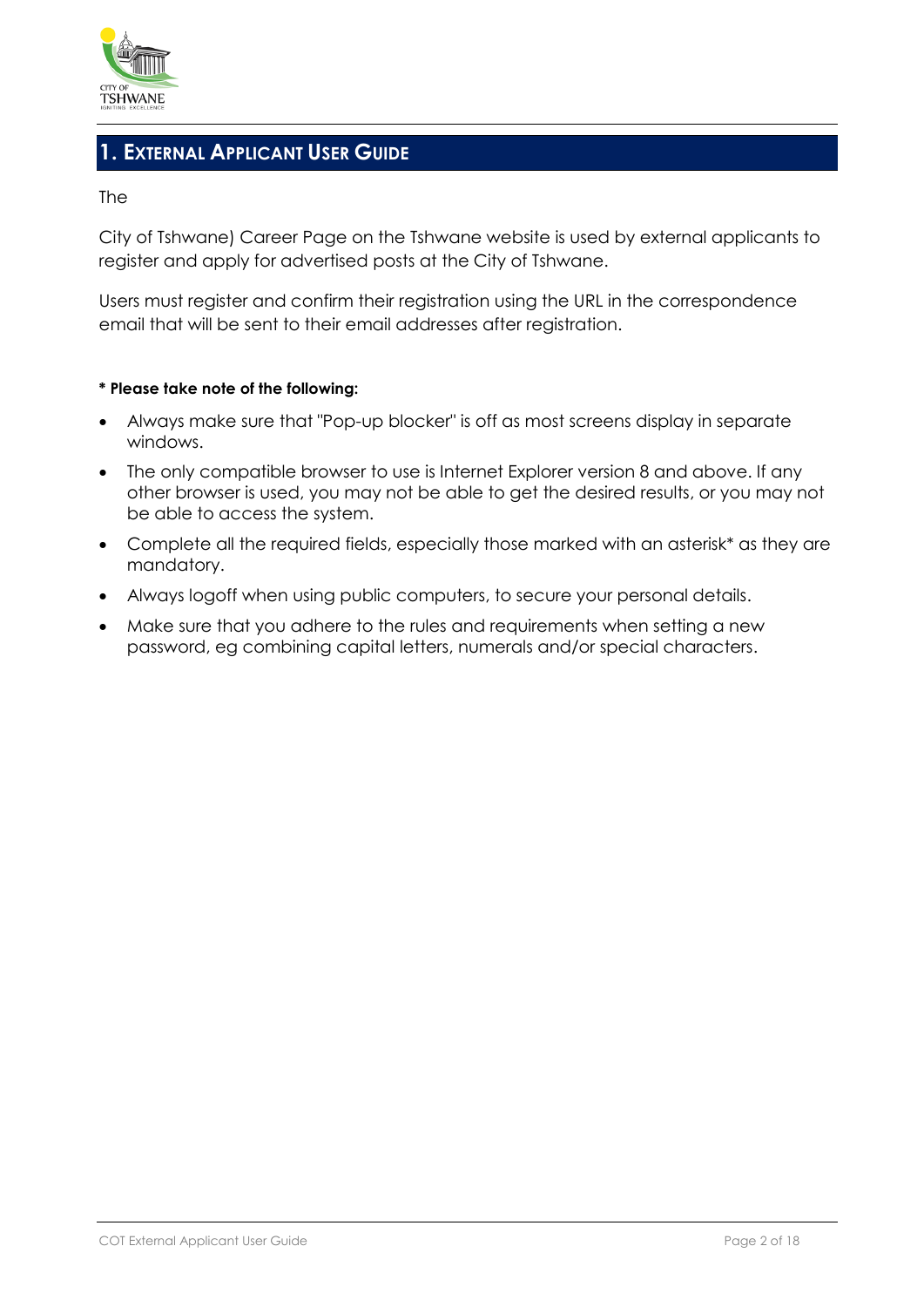# 1. External Applicant User Guide

The

City of Tshwane) Career Page on the Tshwane website is used by external applicants to register and apply for advertised posts at the City of Tshwane.

Users must register and confirm their registration using the URL in the correspondence email that will be sent to their email addresses after registration.

**\* Please take note of the following:**

- Always make sure that "Pop-up blocker" is off as most screens display in separate windows.
- The only compatible browser to use is Internet Explorer version 8 and above. If any other browser is used, you may not be able to get the desired results, or you may not be able to access the system.
- Complete all the required fields, especially those marked with an asterisk* as they are mandatory.
- Always logoff when using public computers, to secure your personal details.
- Make sure that you adhere to the rules and requirements when setting a new password, eg combining capital letters, numerals and/or special characters.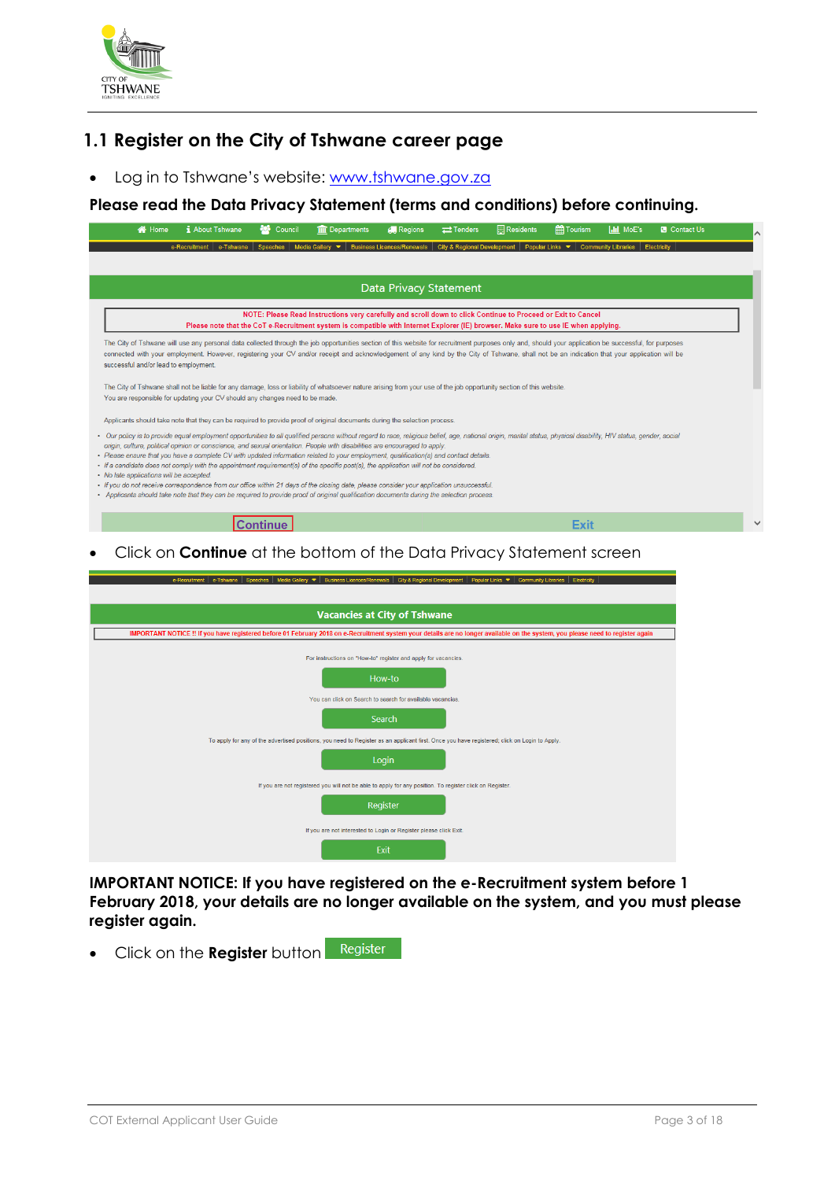## 1.1 Register on the City of Tshwane career page

- Log in to Tshwane's website: www.tshwane.gov.za

**Please read the Data Privacy Statement (terms and conditions) before continuing.**

- Click on **Continue** at the bottom of the Data Privacy Statement screen

**IMPORTANT NOTICE: If you have registered on the e-Recruitment system before 1 February 2018, your details are no longer available on the system, and you must please register again.**

- Click on the **Register** button Register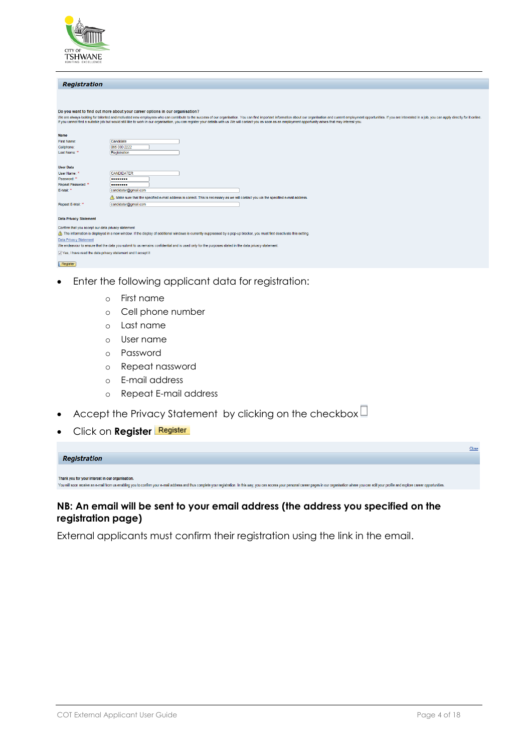**Registration**

**Do you want to find out more about your career options in our organisation?**

We are always looking for talented and motivated new employees who can contribute to the success of our organisation. You can find important information about our organisation and current employment opportunities. If you are interested in a job, you can apply directly for it online. If you cannot find a suitable job but would still like to work in our organisation, you can register your details with us. We will contact you as soon as an employment opportunity arises that may interest you.

**Name**

First Name: Candidate
Cellphone: 065 000 2222
Last Name: * Registration

**User Data**

User Name: * CANDIDATER
Password: * ••••••••
Repeat Password: * ••••••••
E-Mail: * candidater@gmail.com

Make sure that the specified e-mail address is correct. This is necessary as we will contact you via the specified e-mail address.

Repeat E-Mail: * candidater@gmail.com

**Data Privacy Statement**

Confirm that you accept our data privacy statement

The information is displayed in a new window. If the display of additional windows is currently suppressed by a pop-up blocker, you must first deactivate this setting.

Data Privacy Statement

We endeavour to ensure that the data you submit to us remains confidential and is used only for the purposes stated in the data privacy statement.

☑ Yes, I have read the data privacy statement and I accept it

Register

- Enter the following applicant data for registration:
  - First name
  - Cell phone number
  - Last name
  - User name
  - Password
  - Repeat nassword
  - E-mail address
  - Repeat E-mail address
- Accept the Privacy Statement by clicking on the checkbox ☐
- Click on **Register** Register

Close

**Registration**

**Thank you for your interest in our organisation.**

You will soon receive an e-mail from us enabling you to confirm your e-mail address and thus complete your registration. In this way, you can access your personal career pages in our organisation where you can edit your profile and explore career opportunities.

**NB: An email will be sent to your email address (the address you specified on the registration page)**

External applicants must confirm their registration using the link in the email.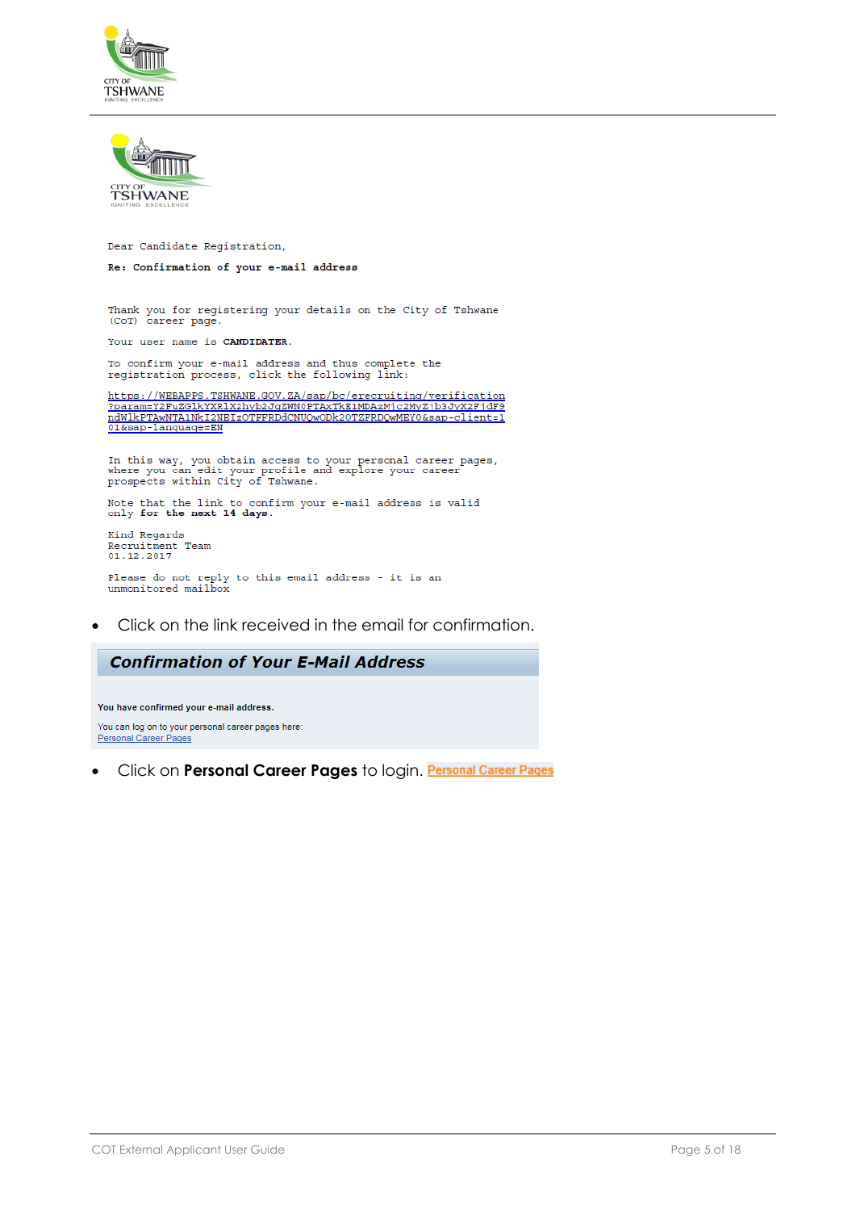Dear Candidate Registration,

**Re: Confirmation of your e-mail address**

Thank you for registering your details on the City of Tshwane (CoT) career page.

Your user name is **CANDIDATER**.

To confirm your e-mail address and thus complete the registration process, click the following link:

https://WEBAPPS.TSHWANE.GOV.ZA/sap/bc/erecruiting/verification?param=Y2FuZGlkYXRlX2hvb2dqZWN0PTAxTkE1MDAzMjc2MyZjb3JyX2FjdF9ndWlkPTAwNTA1NkI2NEIzOTFFRDdCNUQwODk2OTZFRDQwMEY0&sap-client=101&sap-language=EN

In this way, you obtain access to your personal career pages, where you can edit your profile and explore your career prospects within City of Tshwane.

Note that the link to confirm your e-mail address is valid only **for the next 14 days**.

Kind Regards
Recruitment Team
01.12.2017

Please do not reply to this email address - it is an unmonitored mailbox

- Click on the link received in the email for confirmation.

## Confirmation of Your E-Mail Address

**You have confirmed your e-mail address.**

You can log on to your personal career pages here:
Personal Career Pages

- Click on **Personal Career Pages** to login. Personal Career Pages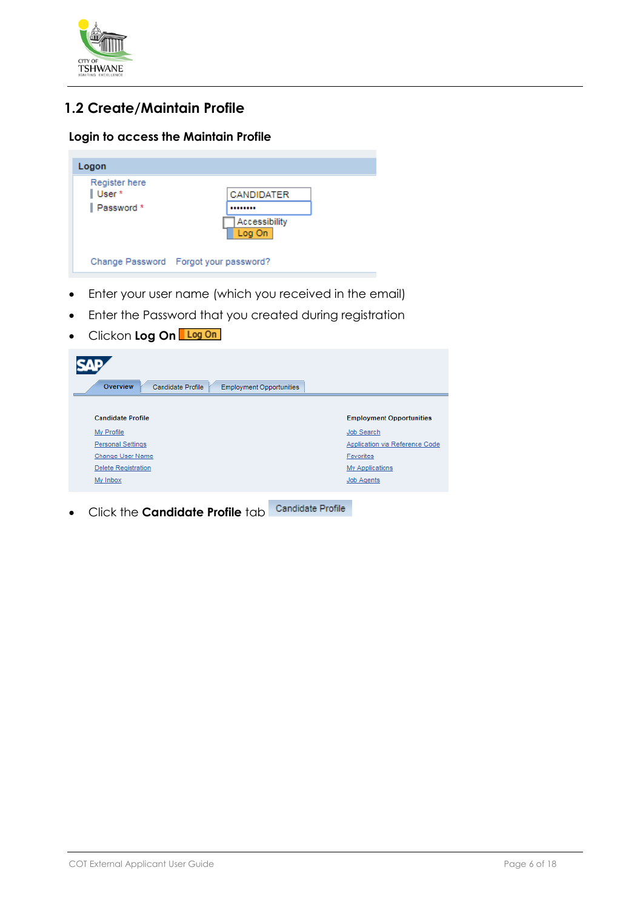## 1.2 Create/Maintain Profile

### Login to access the Maintain Profile

Logon

Register here

User * CANDIDATER

Password * ••••••••

Accessibility

Log On

Change Password Forgot your password?

- Enter your user name (which you received in the email)
- Enter the Password that you created during registration
- Clickon **Log On** Log On

SAP

Overview | Candidate Profile | Employment Opportunities

**Candidate Profile**

My Profile
Personal Settings
Change User Name
Delete Registration
My Inbox

**Employment Opportunities**

Job Search
Application via Reference Code
Favorites
My Applications
Job Agents

- Click the **Candidate Profile** tab Candidate Profile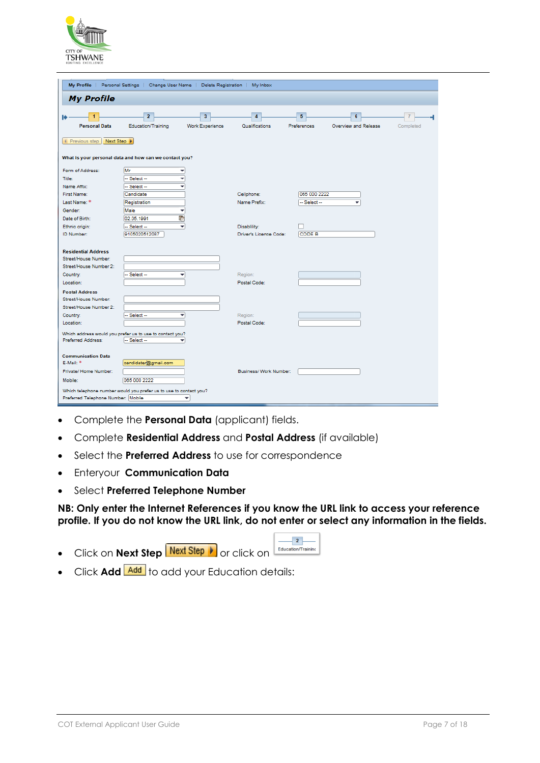My Profile | Personal Settings | Change User Name | Delete Registration | My Inbox

## My Profile

1 Personal Data — 2 Education/Training — 3 Work Experience — 4 Qualifications — 5 Preferences — 6 Overview and Release — 7 Completed

Previous step | Next Step

**What is your personal data and how can we contact you?**

| | | | |
|---|---|---|---|
| Form of Address: | Mr | | |
| Title: | -- Select -- | | |
| Name Affix: | -- Select -- | | |
| First Name: | Candidate | Cellphone: | 065 000 2222 |
| Last Name: * | Registration | Name Prefix: | -- Select -- |
| Gender: | Male | | |
| Date of Birth: | 02.05.1991 | | |
| Ethnic origin: | -- Select -- | Disability: | |
| ID Number: | 9105020512087 | Driver's Licence Code: | CODE B |

**Residential Address**

| | | | |
|---|---|---|---|
| Street/House Number: | | | |
| Street/House Number 2: | | | |
| Country: | -- Select -- | Region: | |
| Location: | | Postal Code: | |

**Postal Address**

| | | | |
|---|---|---|---|
| Street/House Number: | | | |
| Street/House Number 2: | | | |
| Country: | -- Select -- | Region: | |
| Location: | | Postal Code: | |

Which address would you prefer us to use to contact you?
Preferred Address: -- Select --

**Communication Data**

| | | | |
|---|---|---|---|
| E-Mail: * | candidater@gmail.com | | |
| Private/ Home Number: | | Business/ Work Number: | |
| Mobile: | 065 000 2222 | | |

Which telephone number would you prefer us to use to contact you?
Preferred Telephone Number: Mobile

- Complete the **Personal Data** (applicant) fields.
- Complete **Residential Address** and **Postal Address** (if available)
- Select the **Preferred Address** to use for correspondence
- Enteryour **Communication Data**
- Select **Preferred Telephone Number**

**NB: Only enter the Internet References if you know the URL link to access your reference profile. If you do not know the URL link, do not enter or select any information in the fields.**

- Click on **Next Step** Next Step or click on 2 Education/Training
- Click **Add** Add to add your Education details: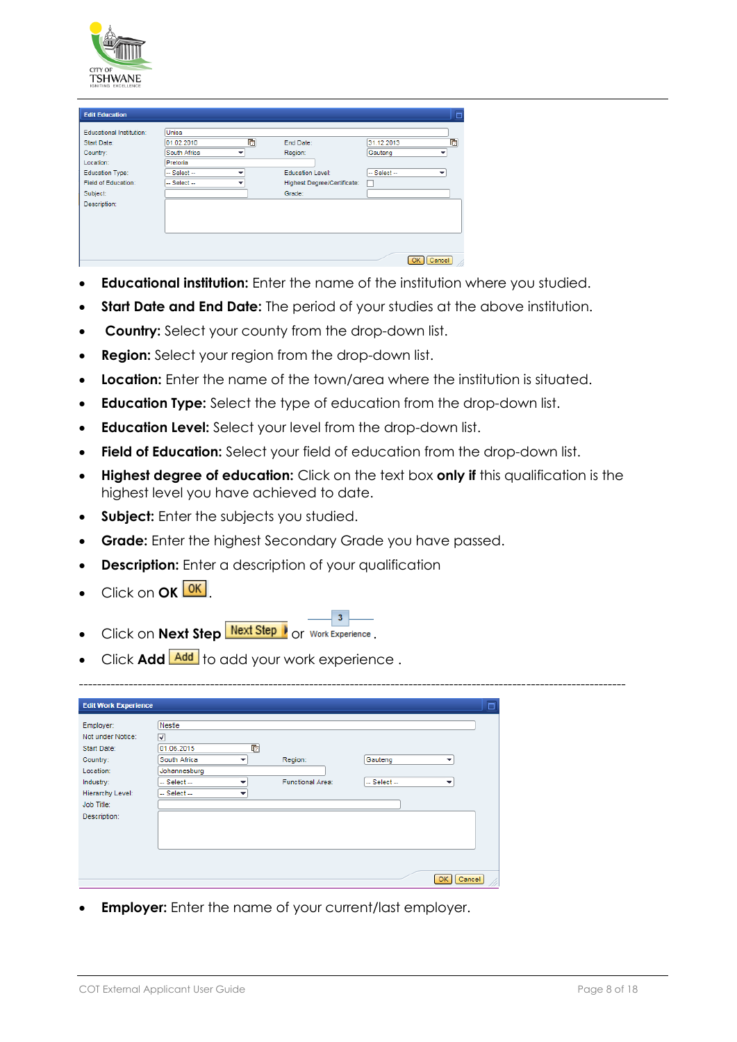- **Educational institution:** Enter the name of the institution where you studied.
- **Start Date and End Date:** The period of your studies at the above institution.
- **Country:** Select your county from the drop-down list.
- **Region:** Select your region from the drop-down list.
- **Location:** Enter the name of the town/area where the institution is situated.
- **Education Type:** Select the type of education from the drop-down list.
- **Education Level:** Select your level from the drop-down list.
- **Field of Education:** Select your field of education from the drop-down list.
- **Highest degree of education:** Click on the text box **only if** this qualification is the highest level you have achieved to date.
- **Subject:** Enter the subjects you studied.
- **Grade:** Enter the highest Secondary Grade you have passed.
- **Description:** Enter a description of your qualification
- Click on **OK** OK.
- Click on **Next Step** Next Step or Work Experience.
- Click **Add** Add to add your work experience .

---

- **Employer:** Enter the name of your current/last employer.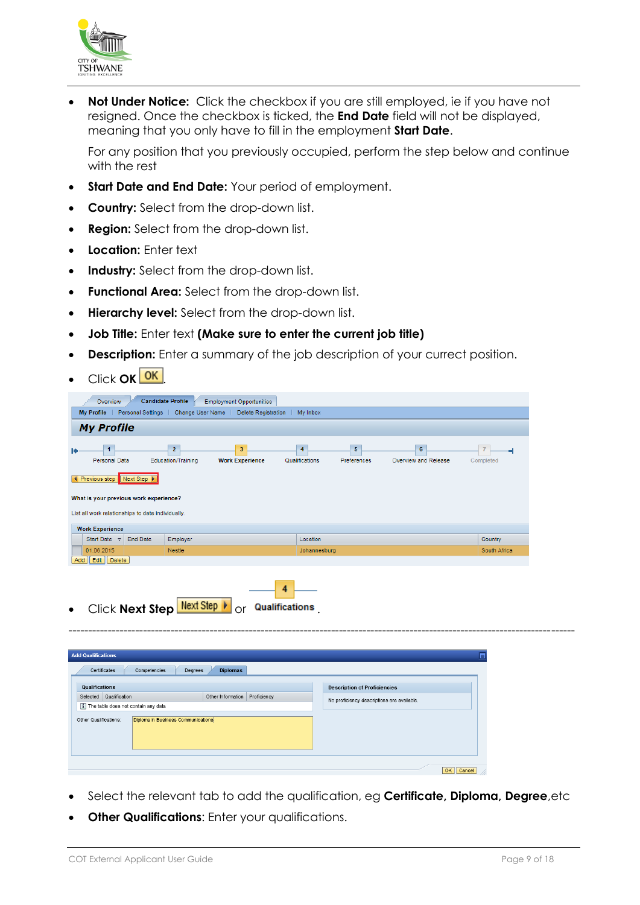- **Not Under Notice:** Click the checkbox if you are still employed, ie if you have not resigned. Once the checkbox is ticked, the **End Date** field will not be displayed, meaning that you only have to fill in the employment **Start Date**.

  For any position that you previously occupied, perform the step below and continue with the rest

- **Start Date and End Date:** Your period of employment.
- **Country:** Select from the drop-down list.
- **Region:** Select from the drop-down list.
- **Location:** Enter text
- **Industry:** Select from the drop-down list.
- **Functional Area:** Select from the drop-down list.
- **Hierarchy level:** Select from the drop-down list.
- **Job Title:** Enter text **(Make sure to enter the current job title)**
- **Description:** Enter a summary of the job description of your currect position.
- Click **OK** OK.

- Click **Next Step** Next Step or Qualifications.

---

- Select the relevant tab to add the qualification, eg **Certificate, Diploma, Degree**,etc
- **Other Qualifications**: Enter your qualifications.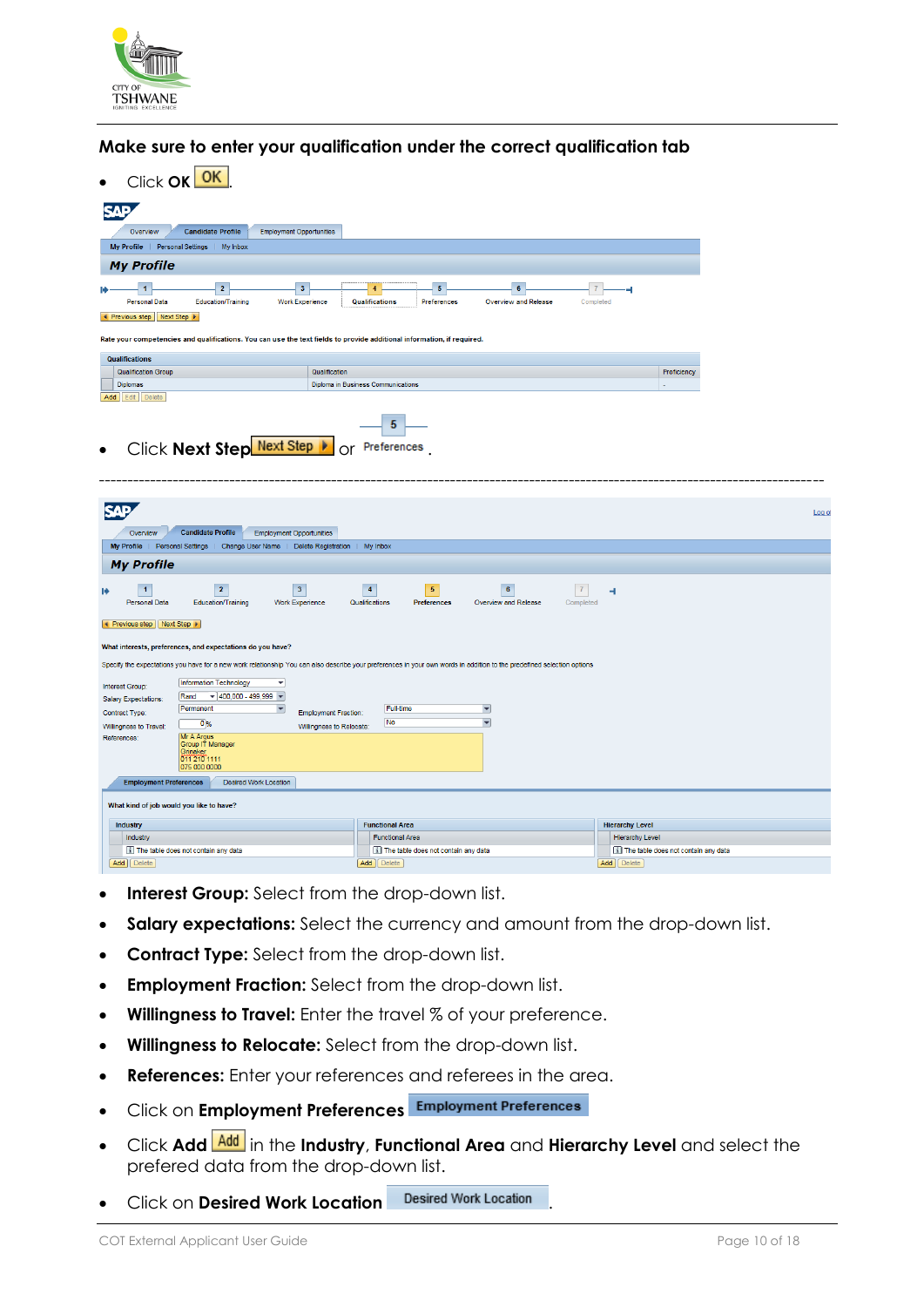**Make sure to enter your qualification under the correct qualification tab**

- Click **OK** OK.

- Click **Next Step** Next Step or Preferences.

---

- **Interest Group:** Select from the drop-down list.
- **Salary expectations:** Select the currency and amount from the drop-down list.
- **Contract Type:** Select from the drop-down list.
- **Employment Fraction:** Select from the drop-down list.
- **Willingness to Travel:** Enter the travel % of your preference.
- **Willingness to Relocate:** Select from the drop-down list.
- **References:** Enter your references and referees in the area.
- Click on **Employment Preferences** Employment Preferences
- Click **Add** Add in the **Industry**, **Functional Area** and **Hierarchy Level** and select the prefered data from the drop-down list.
- Click on **Desired Work Location** Desired Work Location.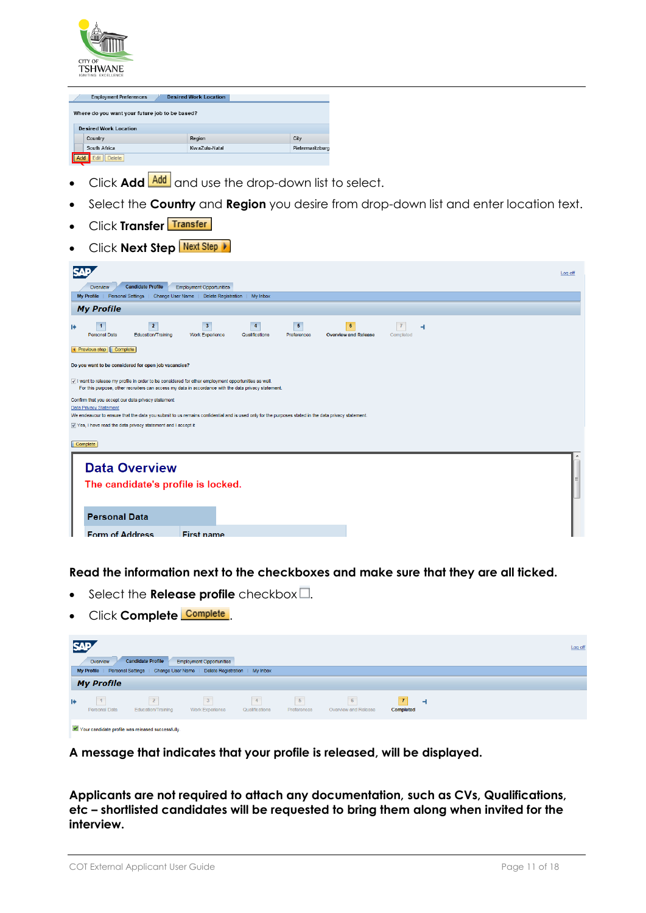- Click **Add** Add and use the drop-down list to select.
- Select the **Country** and **Region** you desire from drop-down list and enter location text.
- Click **Transfer** Transfer
- Click **Next Step** Next Step

**Read the information next to the checkboxes and make sure that they are all ticked.**

- Select the **Release profile** checkbox.
- Click **Complete** Complete.

**A message that indicates that your profile is released, will be displayed.**

**Applicants are not required to attach any documentation, such as CVs, Qualifications, etc – shortlisted candidates will be requested to bring them along when invited for the interview.**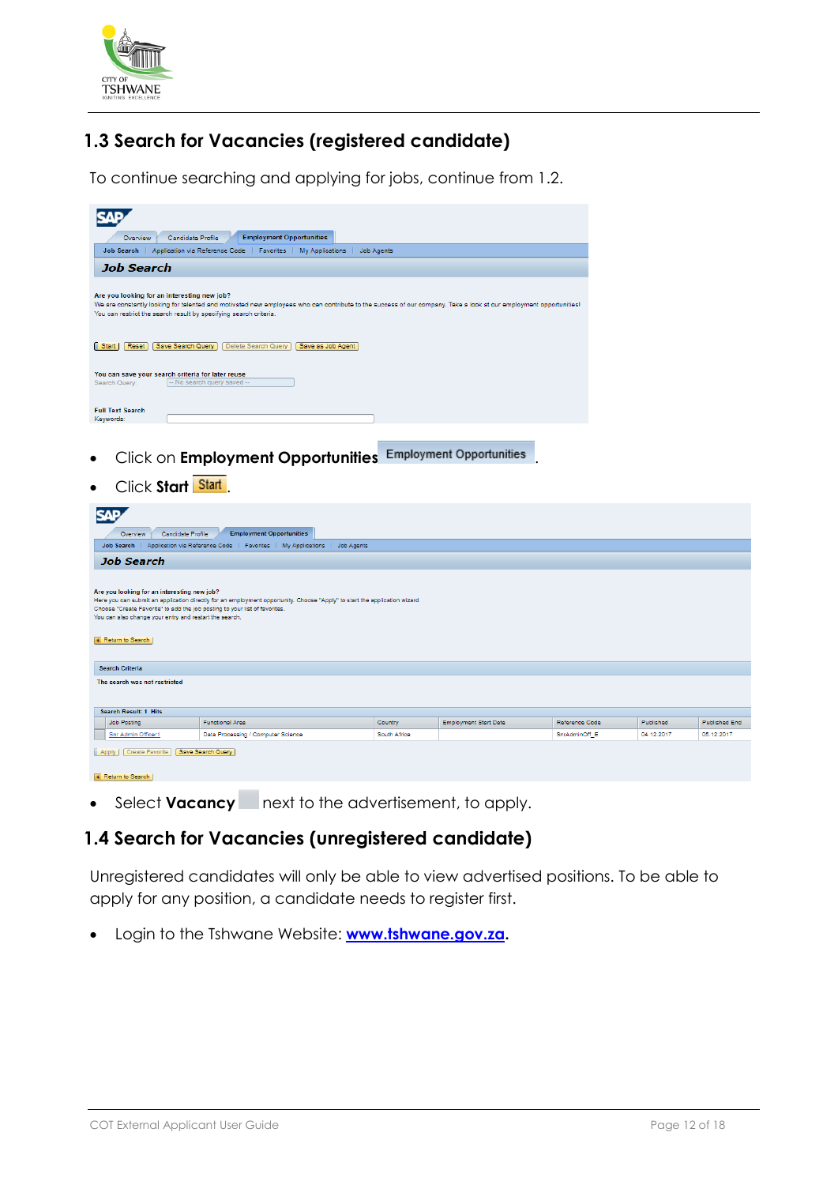## 1.3 Search for Vacancies (registered candidate)

To continue searching and applying for jobs, continue from 1.2.

- Click on **Employment Opportunities** Employment Opportunities.
- Click **Start** Start.

- Select **Vacancy** next to the advertisement, to apply.

## 1.4 Search for Vacancies (unregistered candidate)

Unregistered candidates will only be able to view advertised positions. To be able to apply for any position, a candidate needs to register first.

- Login to the Tshwane Website: **[www.tshwane.gov.za](http://www.tshwane.gov.za)**.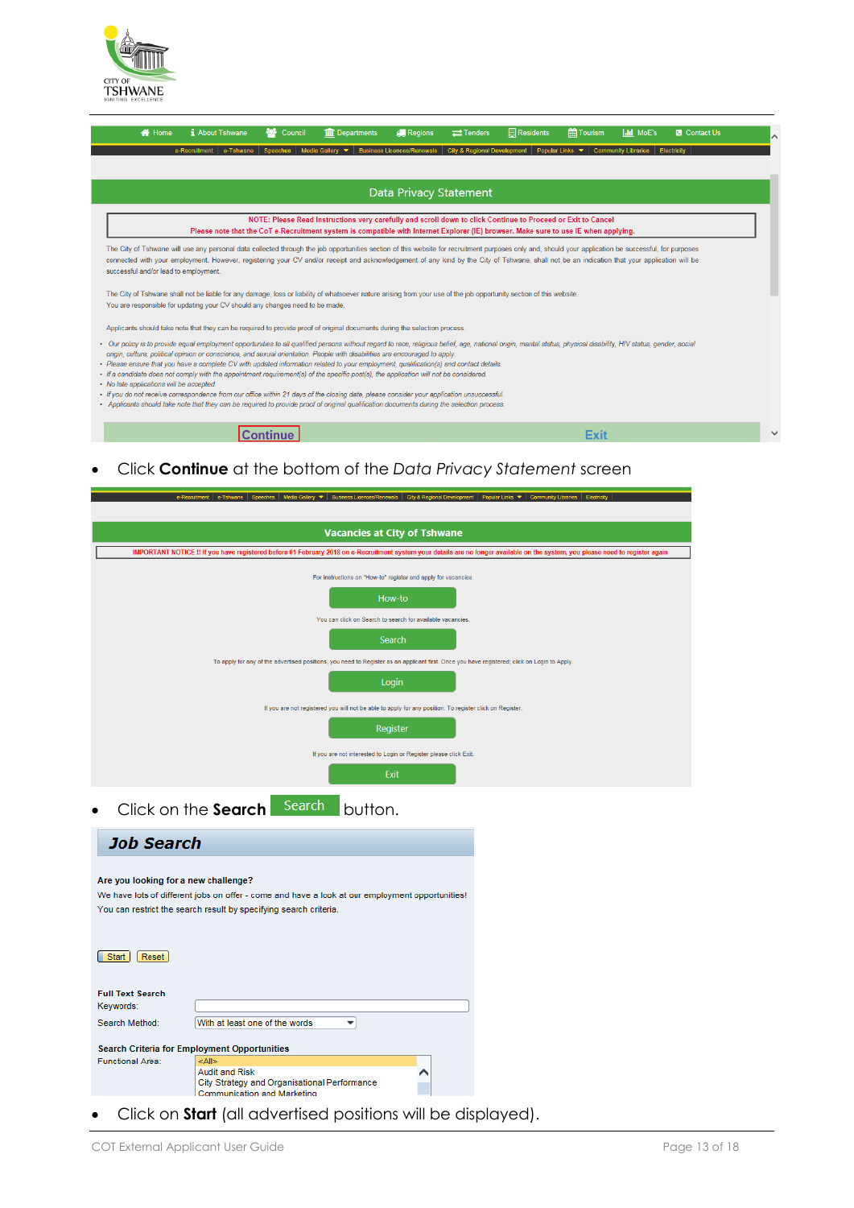# Data Privacy Statement

NOTE: Please Read Instructions very carefully and scroll down to click Continue to Proceed or Exit to Cancel
Please note that the CoT e-Recruitment system is compatible with Internet Explorer (IE) browser. Make sure to use IE when applying.

The City of Tshwane will use any personal data collected through the job opportunities section of this website for recruitment purposes only and, should your application be successful, for purposes connected with your employment. However, registering your CV and/or receipt and acknowledgement of any kind by the City of Tshwane, shall not be an indication that your application will be successful and/or lead to employment.

The City of Tshwane shall not be liable for any damage, loss or liability of whatsoever nature arising from your use of the job opportunity section of this website.
You are responsible for updating your CV should any changes need to be made.

Applicants should take note that they can be required to provide proof of original documents during the selection process.

- *Our policy is to provide equal employment opportunities to all qualified persons without regard to race, religious belief, age, national origin, marital status, physical disability, HIV status, gender, social origin, culture, political opinion or conscience, and sexual orientation. People with disabilities are encouraged to apply.*
- *Please ensure that you have a complete CV with updated information related to your employment, qualification(s) and contact details.*
- *If a candidate does not comply with the appointment requirement(s) of the specific post(s), the application will not be considered.*
- *No late applications will be accepted.*
- *If you do not receive correspondence from our office within 21 days of the closing date, please consider your application unsuccessful.*
- *Applicants should take note that they can be required to provide proof of original qualification documents during the selection process.*

Continue Exit

- Click **Continue** at the bottom of the *Data Privacy Statement* screen

# Vacancies at City of Tshwane

IMPORTANT NOTICE !! If you have registered before 01 February 2018 on e-Recruitment system your details are no longer available on the system, you please need to register again

For instructions on "How-to" register and apply for vacancies.

How-to

You can click on Search to search for available vacancies.

Search

To apply for any of the advertised positions, you need to Register as an applicant first. Once you have registered; click on Login to Apply.

Login

If you are not registered you will not be able to apply for any position. To register click on Register.

Register

If you are not interested to Login or Register please click Exit.

Exit

- Click on the **Search** Search button.

# Job Search

**Are you looking for a new challenge?**
We have lots of different jobs on offer - come and have a look at our employment opportunities!
You can restrict the search result by specifying search criteria.

Start Reset

**Full Text Search**
Keywords:
Search Method: With at least one of the words

**Search Criteria for Employment Opportunities**
Functional Area: <All>
Audit and Risk
City Strategy and Organisational Performance
Communication and Marketing

- Click on **Start** (all advertised positions will be displayed).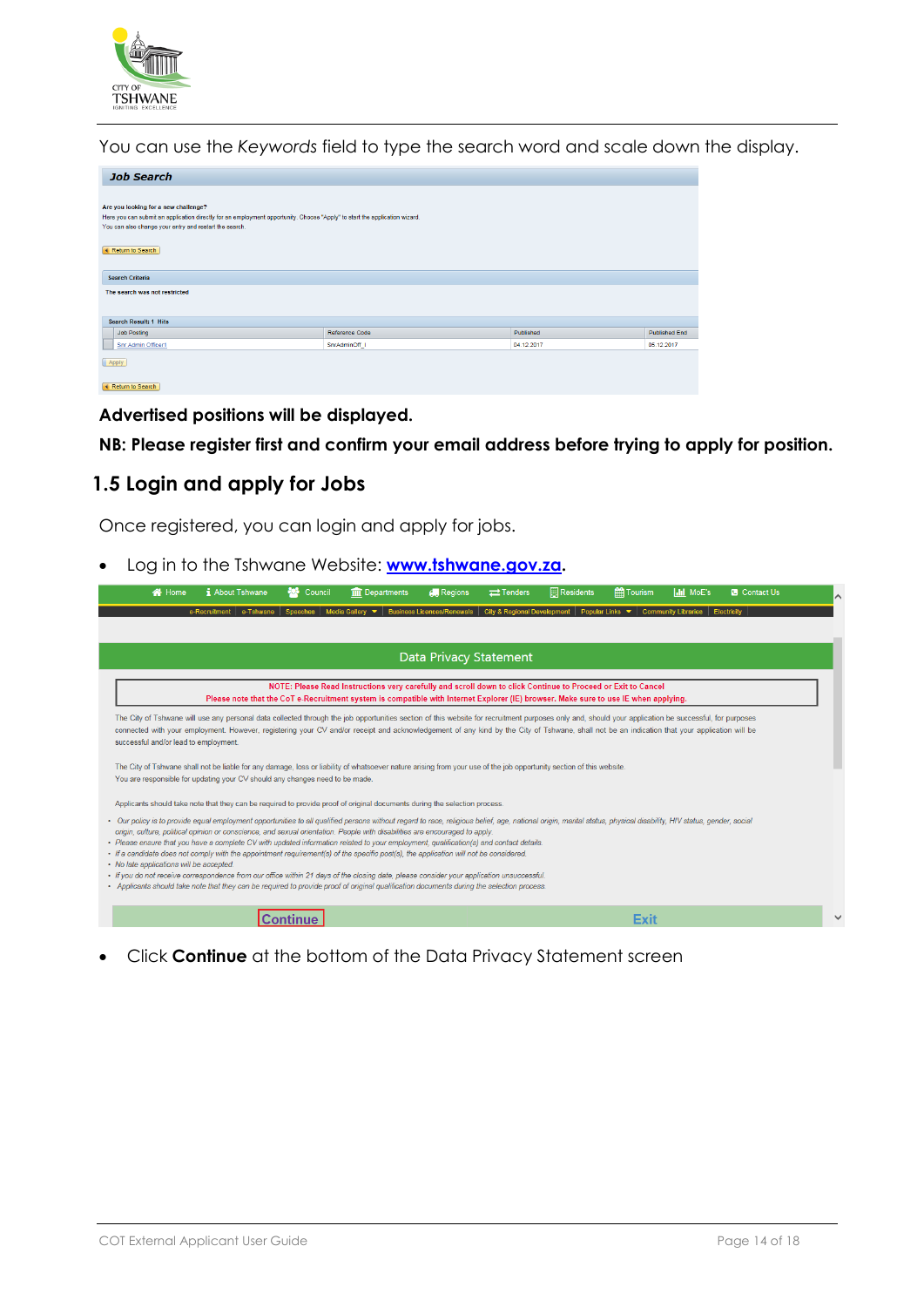You can use the *Keywords* field to type the search word and scale down the display.

**Advertised positions will be displayed.**

**NB: Please register first and confirm your email address before trying to apply for position.**

## 1.5 Login and apply for Jobs

Once registered, you can login and apply for jobs.

- Log in to the Tshwane Website: **[www.tshwane.gov.za](http://www.tshwane.gov.za)**.

- Click **Continue** at the bottom of the Data Privacy Statement screen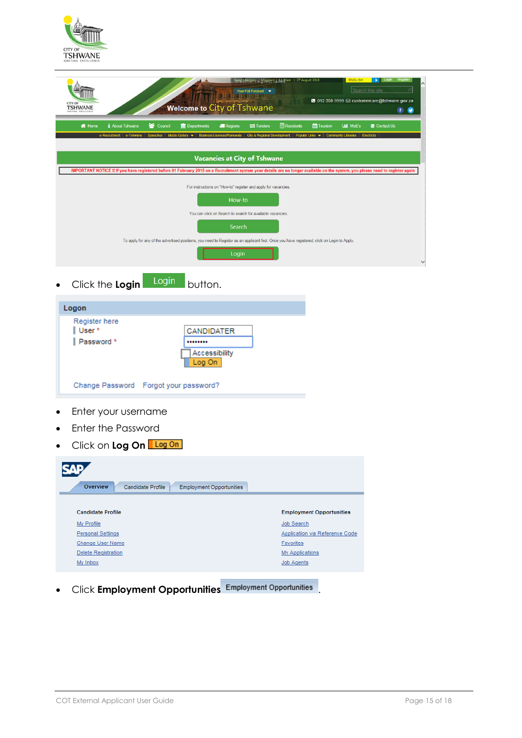- Click the **Login** Login button.

- Enter your username
- Enter the Password
- Click on **Log On** Log On

- Click **Employment Opportunities** Employment Opportunities .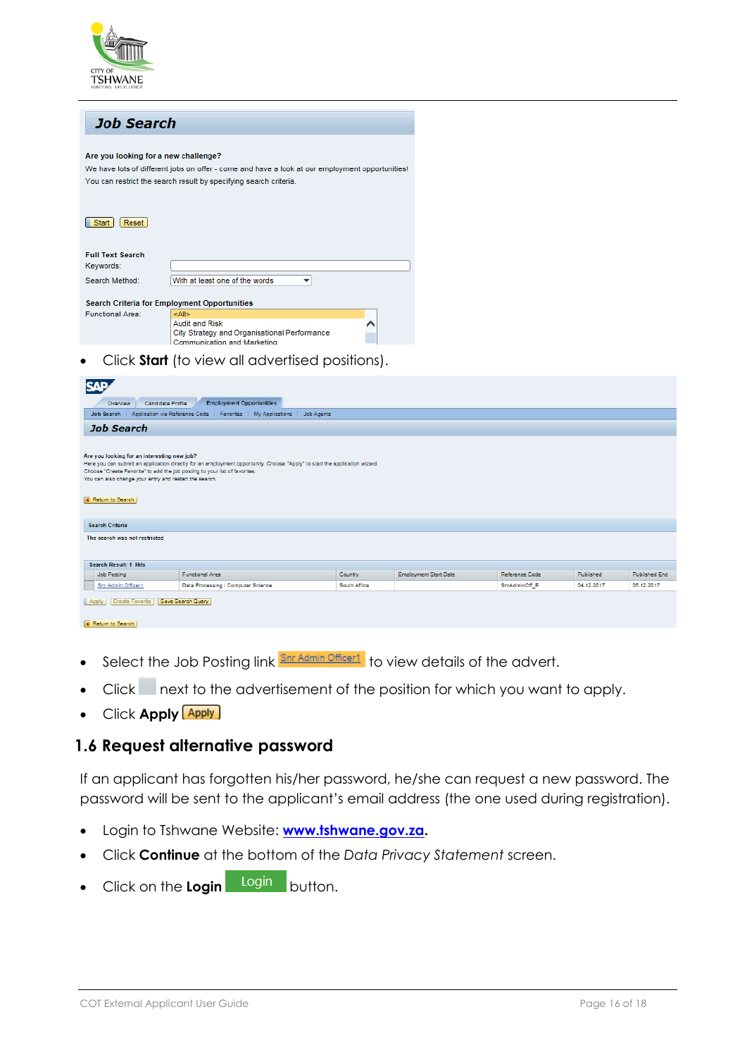## Job Search

**Are you looking for a new challenge?**

We have lots of different jobs on offer - come and have a look at our employment opportunities!

You can restrict the search result by specifying search criteria.

Start | Reset

**Full Text Search**

Keywords:

Search Method: With at least one of the words

**Search Criteria for Employment Opportunities**

Functional Area: <All> / Audit and Risk / City Strategy and Organisational Performance / Communication and Marketing

- Click **Start** (to view all advertised positions).

Overview | Candidate Profile | Employment Opportunities

Job Search | Application via Reference Code | Favorites | My Applications | Job Agents

## Job Search

**Are you looking for an interesting new job?**

Here you can submit an application directly for an employment opportunity. Choose "Apply" to start the application wizard.

Choose "Create Favorite" to add the job posting to your list of favorites.

You can also change your entry and restart the search.

Return to Search

**Search Criteria**

The search was not restricted

**Search Result: 1 Hits**

| Job Posting | Functional Area | Country | Employment Start Date | Reference Code | Published | Published End |
|---|---|---|---|---|---|---|
| Snr Admin Officer1 | Data Processing / Computer Science | South Africa | | SnrAdminOff_E | 04.12.2017 | 05.12.2017 |

Apply | Create Favorite | Save Search Query

Return to Search

- Select the Job Posting link Snr Admin Officer1 to view details of the advert.
- Click next to the advertisement of the position for which you want to apply.
- Click **Apply** Apply

## 1.6 Request alternative password

If an applicant has forgotten his/her password, he/she can request a new password. The password will be sent to the applicant's email address (the one used during registration).

- Login to Tshwane Website: **www.tshwane.gov.za**.
- Click **Continue** at the bottom of the *Data Privacy Statement* screen.
- Click on the **Login** Login button.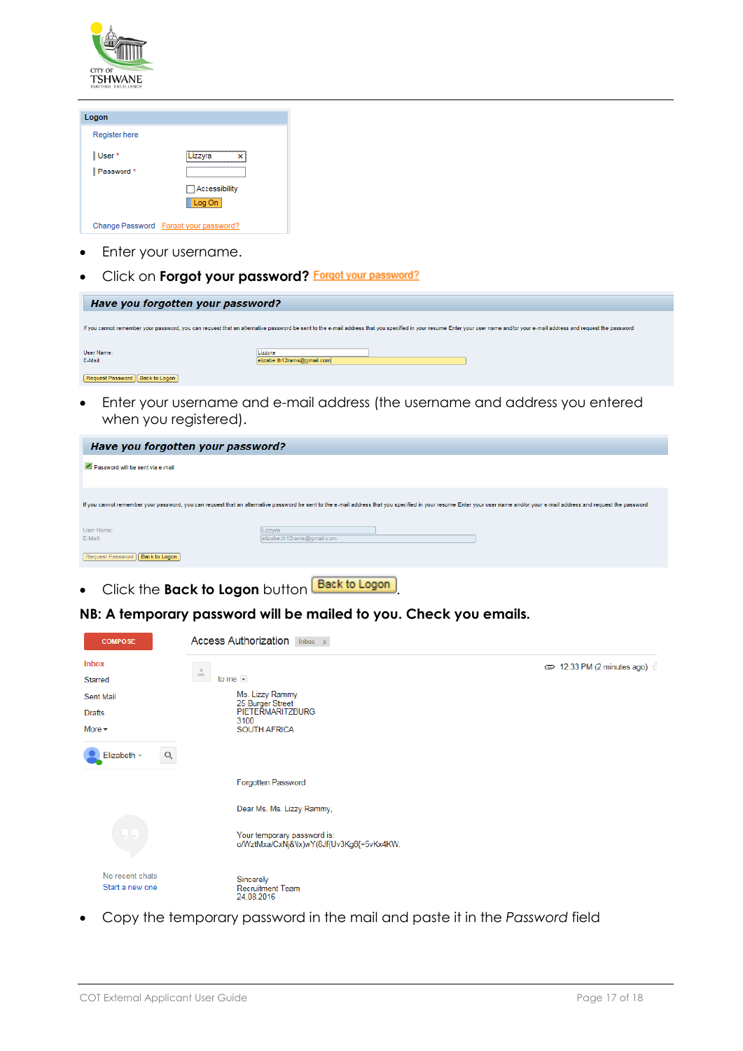**Logon**

Register here

User * Lizzyra

Password *

Accessibility

Log On

Change Password  Forgot your password?

- Enter your username.
- Click on **Forgot your password?** Forgot your password?

**Have you forgotten your password?**

If you cannot remember your password, you can request that an alternative password be sent to the e-mail address that you specified in your resume Enter your user name and/or your e-mail address and request the password

User Name: Lizzyra
E-Mail: elizabeth12rams@gmail.com

Request Password | Back to Logon

- Enter your username and e-mail address (the username and address you entered when you registered).

**Have you forgotten your password?**

Password will be sent via e-mail

If you cannot remember your password, you can request that an alternative password be sent to the e-mail address that you specified in your resume Enter your user name and/or your e-mail address and request the password

User Name: Lizzyra
E-Mail: elizabeth12rams@gmail.com

Request Password | Back to Logon

- Click the **Back to Logon** button Back to Logon.

**NB: A temporary password will be mailed to you. Check you emails.**

COMPOSE

Inbox
Starred
Sent Mail
Drafts
More

Elizabeth

No recent chats
Start a new one

Access Authorization  Inbox x

12:33 PM (2 minutes ago)

to me

Ms. Lizzy Rammy
25 Burger Street
PIETERMARITZBURG
3100
SOUTH AFRICA

Forgotten Password

Dear Ms. Ms. Lizzy Rammy,

Your temporary password is:
c/WztMxa/CxNj&\x)wY(6Jf(Uv3Kg8{=5vKx4KW.

Sincerely
Recruitment Team
24.08.2016

- Copy the temporary password in the mail and paste it in the *Password* field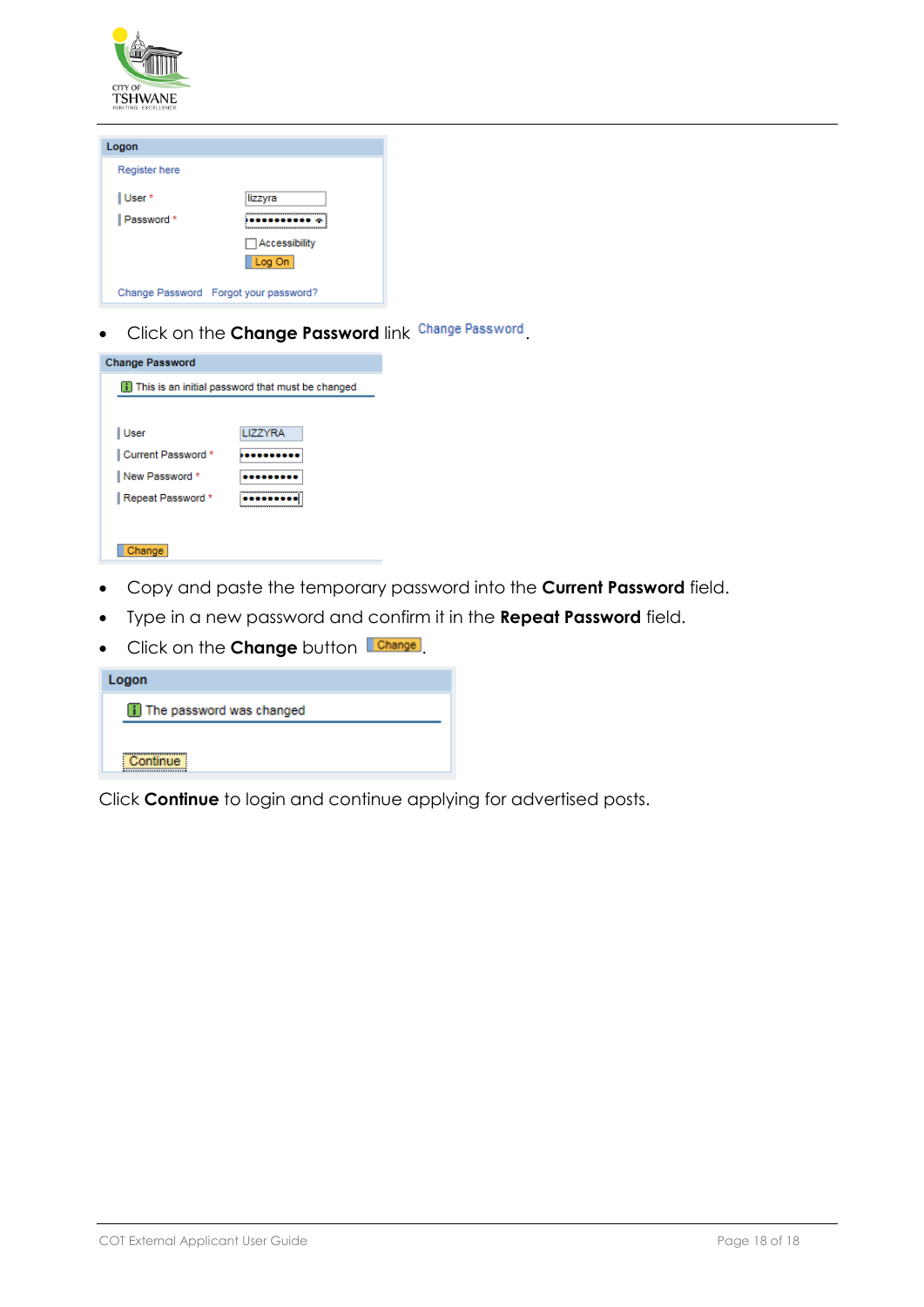- Click on the **Change Password** link Change Password.

- Copy and paste the temporary password into the **Current Password** field.
- Type in a new password and confirm it in the **Repeat Password** field.
- Click on the **Change** button Change.

Click **Continue** to login and continue applying for advertised posts.